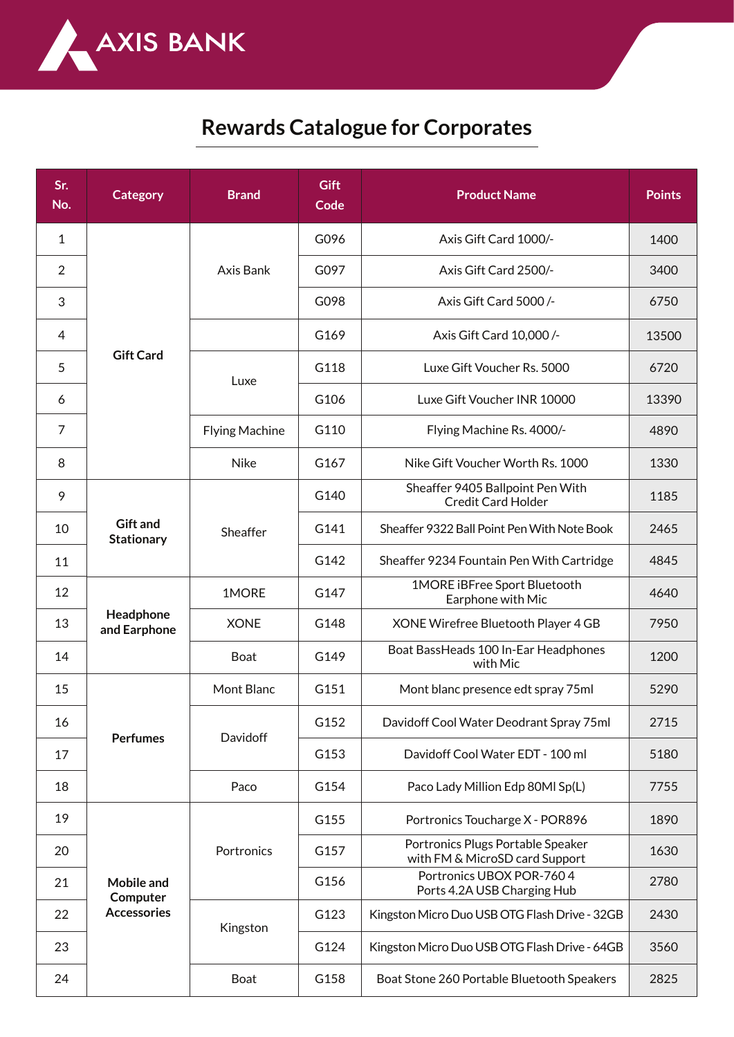AXIS BANK

# Rewards Catalogue for Corporates

| Sr. No. | Category | Brand | Gift Code | Product Name | Points |
|---|---|---|---|---|---|
| 1 | Gift Card | Axis Bank | G096 | Axis Gift Card 1000/- | 1400 |
| 2 | | | G097 | Axis Gift Card 2500/- | 3400 |
| 3 | | | G098 | Axis Gift Card 5000 /- | 6750 |
| 4 | | | G169 | Axis Gift Card 10,000 /- | 13500 |
| 5 | | Luxe | G118 | Luxe Gift Voucher Rs. 5000 | 6720 |
| 6 | | | G106 | Luxe Gift Voucher INR 10000 | 13390 |
| 7 | | Flying Machine | G110 | Flying Machine Rs. 4000/- | 4890 |
| 8 | | Nike | G167 | Nike Gift Voucher Worth Rs. 1000 | 1330 |
| 9 | Gift and Stationary | Sheaffer | G140 | Sheaffer 9405 Ballpoint Pen With Credit Card Holder | 1185 |
| 10 | | | G141 | Sheaffer 9322 Ball Point Pen With Note Book | 2465 |
| 11 | | | G142 | Sheaffer 9234 Fountain Pen With Cartridge | 4845 |
| 12 | Headphone and Earphone | 1MORE | G147 | 1MORE iBFree Sport Bluetooth Earphone with Mic | 4640 |
| 13 | | XONE | G148 | XONE Wirefree Bluetooth Player 4 GB | 7950 |
| 14 | | Boat | G149 | Boat BassHeads 100 In-Ear Headphones with Mic | 1200 |
| 15 | Perfumes | Mont Blanc | G151 | Mont blanc presence edt spray 75ml | 5290 |
| 16 | | Davidoff | G152 | Davidoff Cool Water Deodrant Spray 75ml | 2715 |
| 17 | | | G153 | Davidoff Cool Water EDT - 100 ml | 5180 |
| 18 | | Paco | G154 | Paco Lady Million Edp 80Ml Sp(L) | 7755 |
| 19 | Mobile and Computer Accessories | Portronics | G155 | Portronics Toucharge X - POR896 | 1890 |
| 20 | | | G157 | Portronics Plugs Portable Speaker with FM & MicroSD card Support | 1630 |
| 21 | | | G156 | Portronics UBOX POR-760 4 Ports 4.2A USB Charging Hub | 2780 |
| 22 | | Kingston | G123 | Kingston Micro Duo USB OTG Flash Drive - 32GB | 2430 |
| 23 | | | G124 | Kingston Micro Duo USB OTG Flash Drive - 64GB | 3560 |
| 24 | | Boat | G158 | Boat Stone 260 Portable Bluetooth Speakers | 2825 |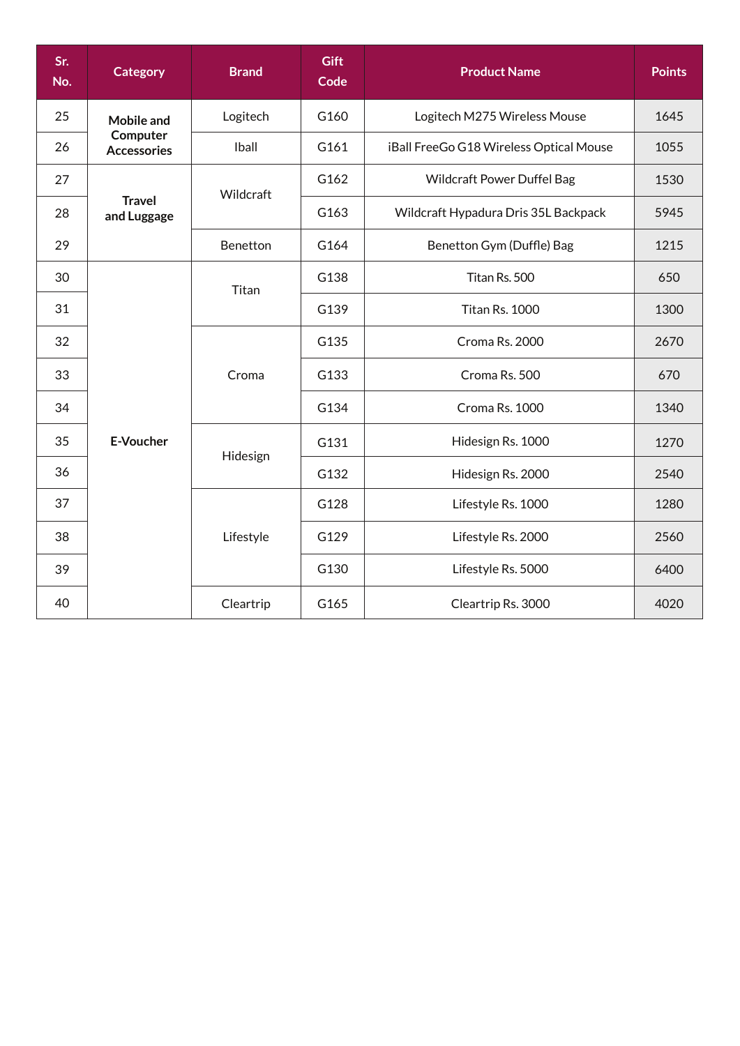| Sr. No. | Category | Brand | Gift Code | Product Name | Points |
|---|---|---|---|---|---|
| 25 | Mobile and Computer Accessories | Logitech | G160 | Logitech M275 Wireless Mouse | 1645 |
| 26 | | Iball | G161 | iBall FreeGo G18 Wireless Optical Mouse | 1055 |
| 27 | Travel and Luggage | Wildcraft | G162 | Wildcraft Power Duffel Bag | 1530 |
| 28 | | | G163 | Wildcraft Hypadura Dris 35L Backpack | 5945 |
| 29 | | Benetton | G164 | Benetton Gym (Duffle) Bag | 1215 |
| 30 | E-Voucher | Titan | G138 | Titan Rs. 500 | 650 |
| 31 | | | G139 | Titan Rs. 1000 | 1300 |
| 32 | | Croma | G135 | Croma Rs. 2000 | 2670 |
| 33 | | | G133 | Croma Rs. 500 | 670 |
| 34 | | | G134 | Croma Rs. 1000 | 1340 |
| 35 | | Hidesign | G131 | Hidesign Rs. 1000 | 1270 |
| 36 | | | G132 | Hidesign Rs. 2000 | 2540 |
| 37 | | Lifestyle | G128 | Lifestyle Rs. 1000 | 1280 |
| 38 | | | G129 | Lifestyle Rs. 2000 | 2560 |
| 39 | | | G130 | Lifestyle Rs. 5000 | 6400 |
| 40 | | Cleartrip | G165 | Cleartrip Rs. 3000 | 4020 |